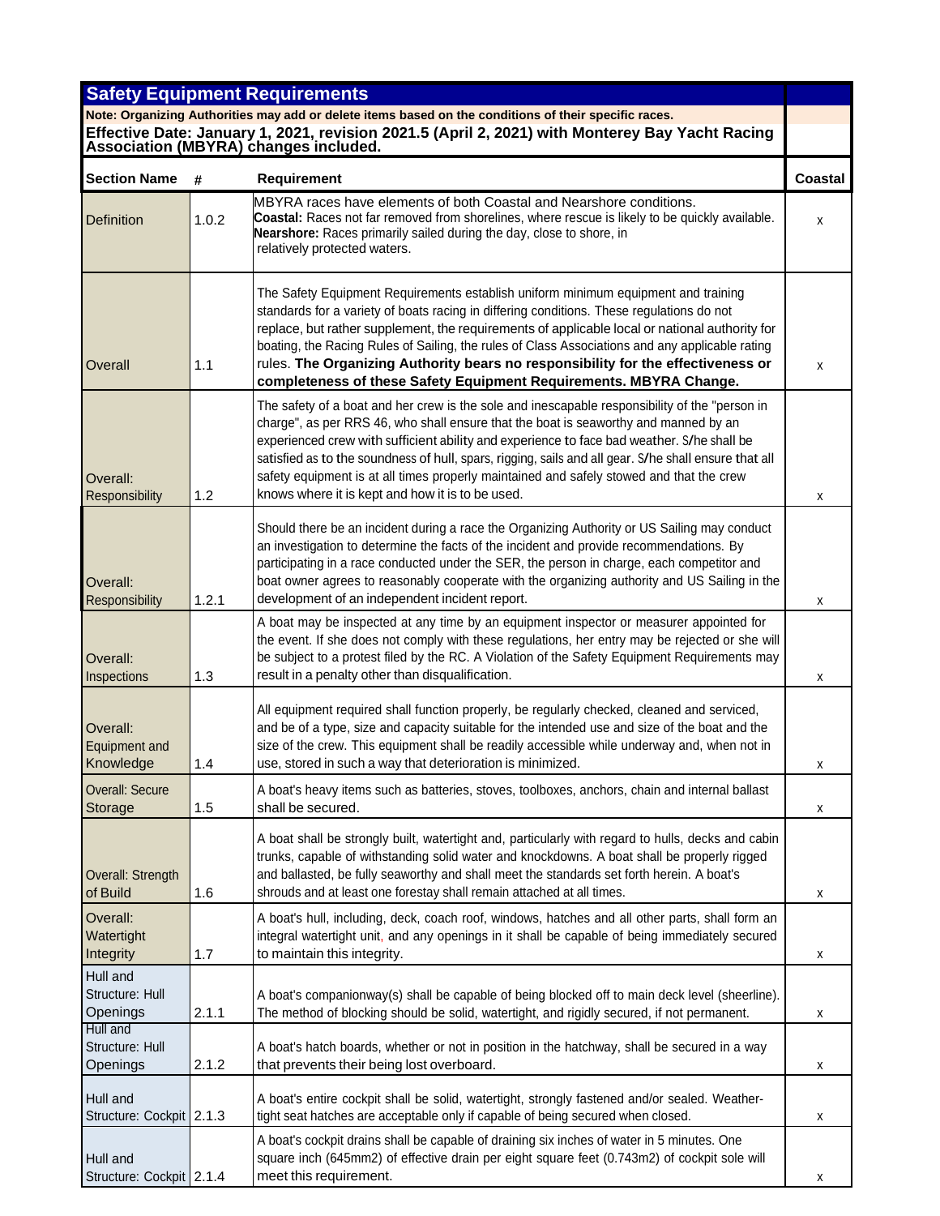## Safety Equipment Requirements

**Note: Organizing Authorities may add or delete items based on the conditions of their specific races.**

**Effective Date: January 1, 2021, revision 2021.5 (April 2, 2021) with Monterey Bay Yacht Racing Association (MBYRA) changes included.**

| Section Name | # | Requirement | Coastal |
|---|---|---|---|
| Definition | 1.0.2 | MBYRA races have elements of both Coastal and Nearshore conditions. **Coastal:** Races not far removed from shorelines, where rescue is likely to be quickly available. **Nearshore:** Races primarily sailed during the day, close to shore, in relatively protected waters. | x |
| Overall | 1.1 | The Safety Equipment Requirements establish uniform minimum equipment and training standards for a variety of boats racing in differing conditions. These regulations do not replace, but rather supplement, the requirements of applicable local or national authority for boating, the Racing Rules of Sailing, the rules of Class Associations and any applicable rating rules. **The Organizing Authority bears no responsibility for the effectiveness or completeness of these Safety Equipment Requirements. MBYRA Change.** | x |
| Overall: Responsibility | 1.2 | The safety of a boat and her crew is the sole and inescapable responsibility of the "person in charge", as per RRS 46, who shall ensure that the boat is seaworthy and manned by an experienced crew with sufficient ability and experience to face bad weather. S/he shall be satisfied as to the soundness of hull, spars, rigging, sails and all gear. S/he shall ensure that all safety equipment is at all times properly maintained and safely stowed and that the crew knows where it is kept and how it is to be used. | x |
| Overall: Responsibility | 1.2.1 | Should there be an incident during a race the Organizing Authority or US Sailing may conduct an investigation to determine the facts of the incident and provide recommendations. By participating in a race conducted under the SER, the person in charge, each competitor and boat owner agrees to reasonably cooperate with the organizing authority and US Sailing in the development of an independent incident report. | x |
| Overall: Inspections | 1.3 | A boat may be inspected at any time by an equipment inspector or measurer appointed for the event. If she does not comply with these regulations, her entry may be rejected or she will be subject to a protest filed by the RC. A Violation of the Safety Equipment Requirements may result in a penalty other than disqualification. | x |
| Overall: Equipment and Knowledge | 1.4 | All equipment required shall function properly, be regularly checked, cleaned and serviced, and be of a type, size and capacity suitable for the intended use and size of the boat and the size of the crew. This equipment shall be readily accessible while underway and, when not in use, stored in such a way that deterioration is minimized. | x |
| Overall: Secure Storage | 1.5 | A boat's heavy items such as batteries, stoves, toolboxes, anchors, chain and internal ballast shall be secured. | x |
| Overall: Strength of Build | 1.6 | A boat shall be strongly built, watertight and, particularly with regard to hulls, decks and cabin trunks, capable of withstanding solid water and knockdowns. A boat shall be properly rigged and ballasted, be fully seaworthy and shall meet the standards set forth herein. A boat's shrouds and at least one forestay shall remain attached at all times. | x |
| Overall: Watertight Integrity | 1.7 | A boat's hull, including, deck, coach roof, windows, hatches and all other parts, shall form an integral watertight unit, and any openings in it shall be capable of being immediately secured to maintain this integrity. | x |
| Hull and Structure: Hull Openings | 2.1.1 | A boat's companionway(s) shall be capable of being blocked off to main deck level (sheerline). The method of blocking should be solid, watertight, and rigidly secured, if not permanent. | x |
| Hull and Structure: Hull Openings | 2.1.2 | A boat's hatch boards, whether or not in position in the hatchway, shall be secured in a way that prevents their being lost overboard. | x |
| Hull and Structure: Cockpit | 2.1.3 | A boat's entire cockpit shall be solid, watertight, strongly fastened and/or sealed. Weather-tight seat hatches are acceptable only if capable of being secured when closed. | x |
| Hull and Structure: Cockpit | 2.1.4 | A boat's cockpit drains shall be capable of draining six inches of water in 5 minutes. One square inch (645mm2) of effective drain per eight square feet (0.743m2) of cockpit sole will meet this requirement. | x |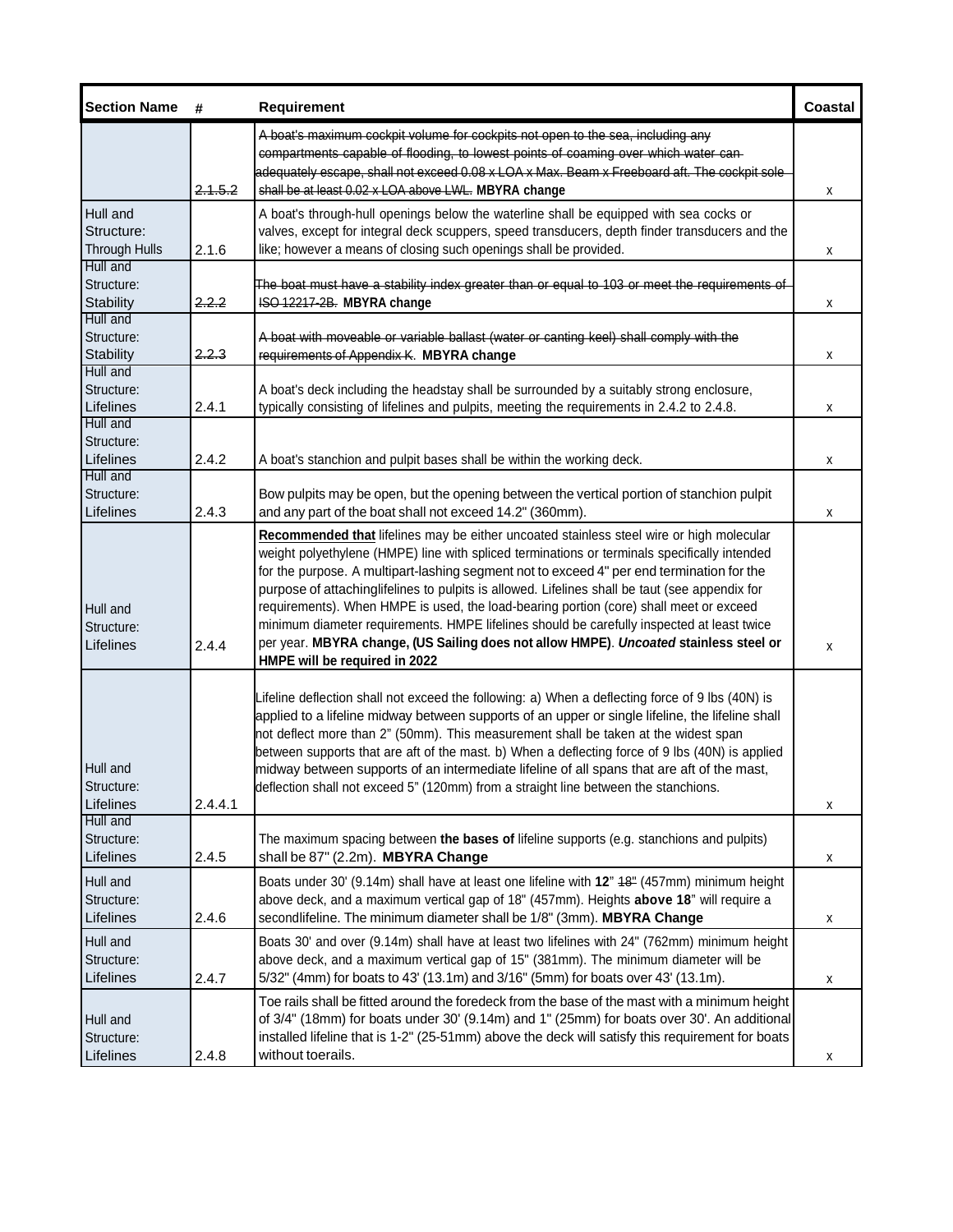| Section Name | # | Requirement | Coastal |
| --- | --- | --- | --- |
| | ~~2.1.5.2~~ | ~~A boat's maximum cockpit volume for cockpits not open to the sea, including any compartments capable of flooding, to lowest points of coaming over which water can adequately escape, shall not exceed 0.08 x LOA x Max. Beam x Freeboard aft. The cockpit sole shall be at least 0.02 x LOA above LWL.~~ **MBYRA change** | x |
| Hull and Structure: Through Hulls | 2.1.6 | A boat's through-hull openings below the waterline shall be equipped with sea cocks or valves, except for integral deck scuppers, speed transducers, depth finder transducers and the like; however a means of closing such openings shall be provided. | x |
| Hull and Structure: Stability | ~~2.2.2~~ | ~~The boat must have a stability index greater than or equal to 103 or meet the requirements of ISO 12217-2B.~~ **MBYRA change** | x |
| Hull and Structure: Stability | ~~2.2.3~~ | ~~A boat with moveable or variable ballast (water or canting keel) shall comply with the requirements of Appendix K.~~ **MBYRA change** | x |
| Hull and Structure: Lifelines | 2.4.1 | A boat's deck including the headstay shall be surrounded by a suitably strong enclosure, typically consisting of lifelines and pulpits, meeting the requirements in 2.4.2 to 2.4.8. | x |
| Hull and Structure: Lifelines | 2.4.2 | A boat's stanchion and pulpit bases shall be within the working deck. | x |
| Hull and Structure: Lifelines | 2.4.3 | Bow pulpits may be open, but the opening between the vertical portion of stanchion pulpit and any part of the boat shall not exceed 14.2" (360mm). | x |
| Hull and Structure: Lifelines | 2.4.4 | **Recommended that** lifelines may be either uncoated stainless steel wire or high molecular weight polyethylene (HMPE) line with spliced terminations or terminals specifically intended for the purpose. A multipart-lashing segment not to exceed 4" per end termination for the purpose of attachinglifelines to pulpits is allowed. Lifelines shall be taut (see appendix for requirements). When HMPE is used, the load-bearing portion (core) shall meet or exceed minimum diameter requirements. HMPE lifelines should be carefully inspected at least twice per year. **MBYRA change, (US Sailing does not allow HMPE)**. ***Uncoated*** **stainless steel or HMPE will be required in 2022** | x |
| Hull and Structure: Lifelines | 2.4.4.1 | Lifeline deflection shall not exceed the following: a) When a deflecting force of 9 lbs (40N) is applied to a lifeline midway between supports of an upper or single lifeline, the lifeline shall not deflect more than 2" (50mm). This measurement shall be taken at the widest span between supports that are aft of the mast. b) When a deflecting force of 9 lbs (40N) is applied midway between supports of an intermediate lifeline of all spans that are aft of the mast, deflection shall not exceed 5" (120mm) from a straight line between the stanchions. | x |
| Hull and Structure: Lifelines | 2.4.5 | The maximum spacing between **the bases of** lifeline supports (e.g. stanchions and pulpits) shall be 87" (2.2m). **MBYRA Change** | x |
| Hull and Structure: Lifelines | 2.4.6 | Boats under 30' (9.14m) shall have at least one lifeline with **12**" ~~18"~~ (457mm) minimum height above deck, and a maximum vertical gap of 18" (457mm). Heights **above 18**" will require a secondlifeline. The minimum diameter shall be 1/8" (3mm). **MBYRA Change** | x |
| Hull and Structure: Lifelines | 2.4.7 | Boats 30' and over (9.14m) shall have at least two lifelines with 24" (762mm) minimum height above deck, and a maximum vertical gap of 15" (381mm). The minimum diameter will be 5/32" (4mm) for boats to 43' (13.1m) and 3/16" (5mm) for boats over 43' (13.1m). | x |
| Hull and Structure: Lifelines | 2.4.8 | Toe rails shall be fitted around the foredeck from the base of the mast with a minimum height of 3/4" (18mm) for boats under 30' (9.14m) and 1" (25mm) for boats over 30'. An additional installed lifeline that is 1-2" (25-51mm) above the deck will satisfy this requirement for boats without toerails. | x |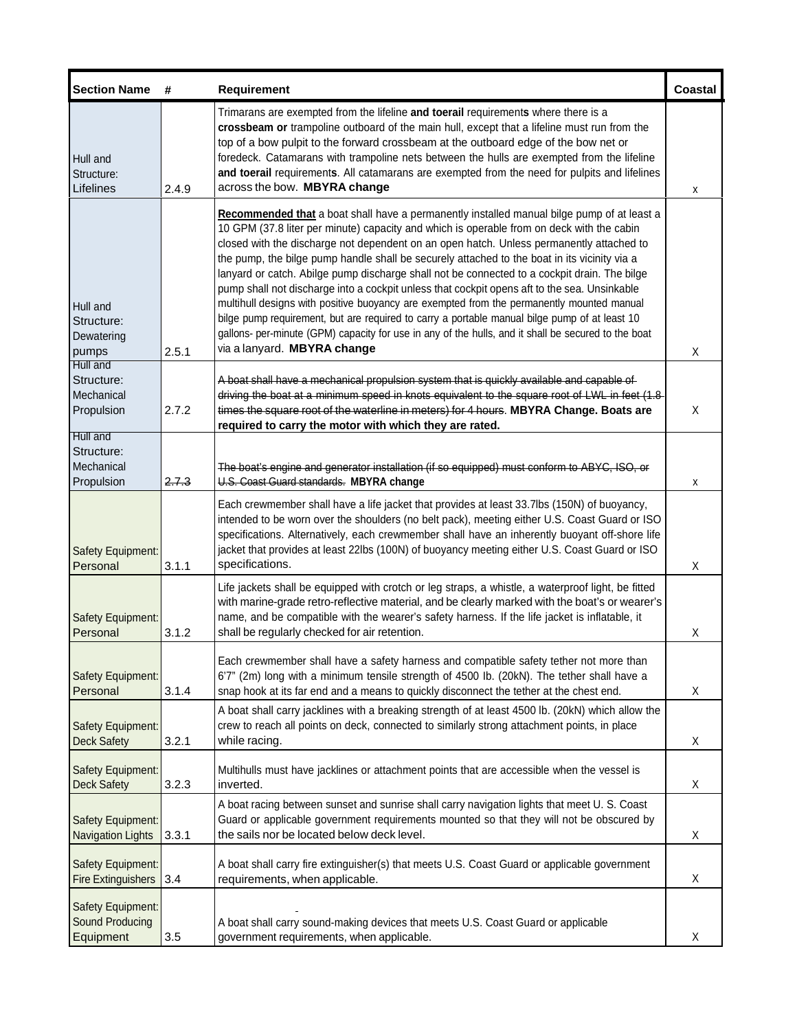| Section Name | # | Requirement | Coastal |
|---|---|---|---|
| Hull and Structure: Lifelines | 2.4.9 | Trimarans are exempted from the lifeline **and toerail** requirement**s** where there is a **crossbeam or** trampoline outboard of the main hull, except that a lifeline must run from the top of a bow pulpit to the forward crossbeam at the outboard edge of the bow net or foredeck. Catamarans with trampoline nets between the hulls are exempted from the lifeline **and toerail** requirement**s**. All catamarans are exempted from the need for pulpits and lifelines across the bow. **MBYRA change** | x |
| Hull and Structure: Dewatering pumps | 2.5.1 | **Recommended that** a boat shall have a permanently installed manual bilge pump of at least a 10 GPM (37.8 liter per minute) capacity and which is operable from on deck with the cabin closed with the discharge not dependent on an open hatch. Unless permanently attached to the pump, the bilge pump handle shall be securely attached to the boat in its vicinity via a lanyard or catch. Abilge pump discharge shall not be connected to a cockpit drain. The bilge pump shall not discharge into a cockpit unless that cockpit opens aft to the sea. Unsinkable multihull designs with positive buoyancy are exempted from the permanently mounted manual bilge pump requirement, but are required to carry a portable manual bilge pump of at least 10 gallons- per-minute (GPM) capacity for use in any of the hulls, and it shall be secured to the boat via a lanyard. **MBYRA change** | X |
| Hull and Structure: Mechanical Propulsion | 2.7.2 | ~~A boat shall have a mechanical propulsion system that is quickly available and capable of driving the boat at a minimum speed in knots equivalent to the square root of LWL in feet (1.8 times the square root of the waterline in meters) for 4 hours~~. **MBYRA Change. Boats are required to carry the motor with which they are rated.** | X |
| Hull and Structure: Mechanical Propulsion | ~~2.7.3~~ | ~~The boat's engine and generator installation (if so equipped) must conform to ABYC, ISO, or U.S. Coast Guard standards.~~ **MBYRA change** | x |
| Safety Equipment: Personal | 3.1.1 | Each crewmember shall have a life jacket that provides at least 33.7lbs (150N) of buoyancy, intended to be worn over the shoulders (no belt pack), meeting either U.S. Coast Guard or ISO specifications. Alternatively, each crewmember shall have an inherently buoyant off-shore life jacket that provides at least 22lbs (100N) of buoyancy meeting either U.S. Coast Guard or ISO specifications. | X |
| Safety Equipment: Personal | 3.1.2 | Life jackets shall be equipped with crotch or leg straps, a whistle, a waterproof light, be fitted with marine-grade retro-reflective material, and be clearly marked with the boat's or wearer's name, and be compatible with the wearer's safety harness. If the life jacket is inflatable, it shall be regularly checked for air retention. | X |
| Safety Equipment: Personal | 3.1.4 | Each crewmember shall have a safety harness and compatible safety tether not more than 6'7" (2m) long with a minimum tensile strength of 4500 lb. (20kN). The tether shall have a snap hook at its far end and a means to quickly disconnect the tether at the chest end. | X |
| Safety Equipment: Deck Safety | 3.2.1 | A boat shall carry jacklines with a breaking strength of at least 4500 lb. (20kN) which allow the crew to reach all points on deck, connected to similarly strong attachment points, in place while racing. | X |
| Safety Equipment: Deck Safety | 3.2.3 | Multihulls must have jacklines or attachment points that are accessible when the vessel is inverted. | X |
| Safety Equipment: Navigation Lights | 3.3.1 | A boat racing between sunset and sunrise shall carry navigation lights that meet U. S. Coast Guard or applicable government requirements mounted so that they will not be obscured by the sails nor be located below deck level. | X |
| Safety Equipment: Fire Extinguishers | 3.4 | A boat shall carry fire extinguisher(s) that meets U.S. Coast Guard or applicable government requirements, when applicable. | X |
| Safety Equipment: Sound Producing Equipment | 3.5 | A boat shall carry sound-making devices that meets U.S. Coast Guard or applicable government requirements, when applicable. | X |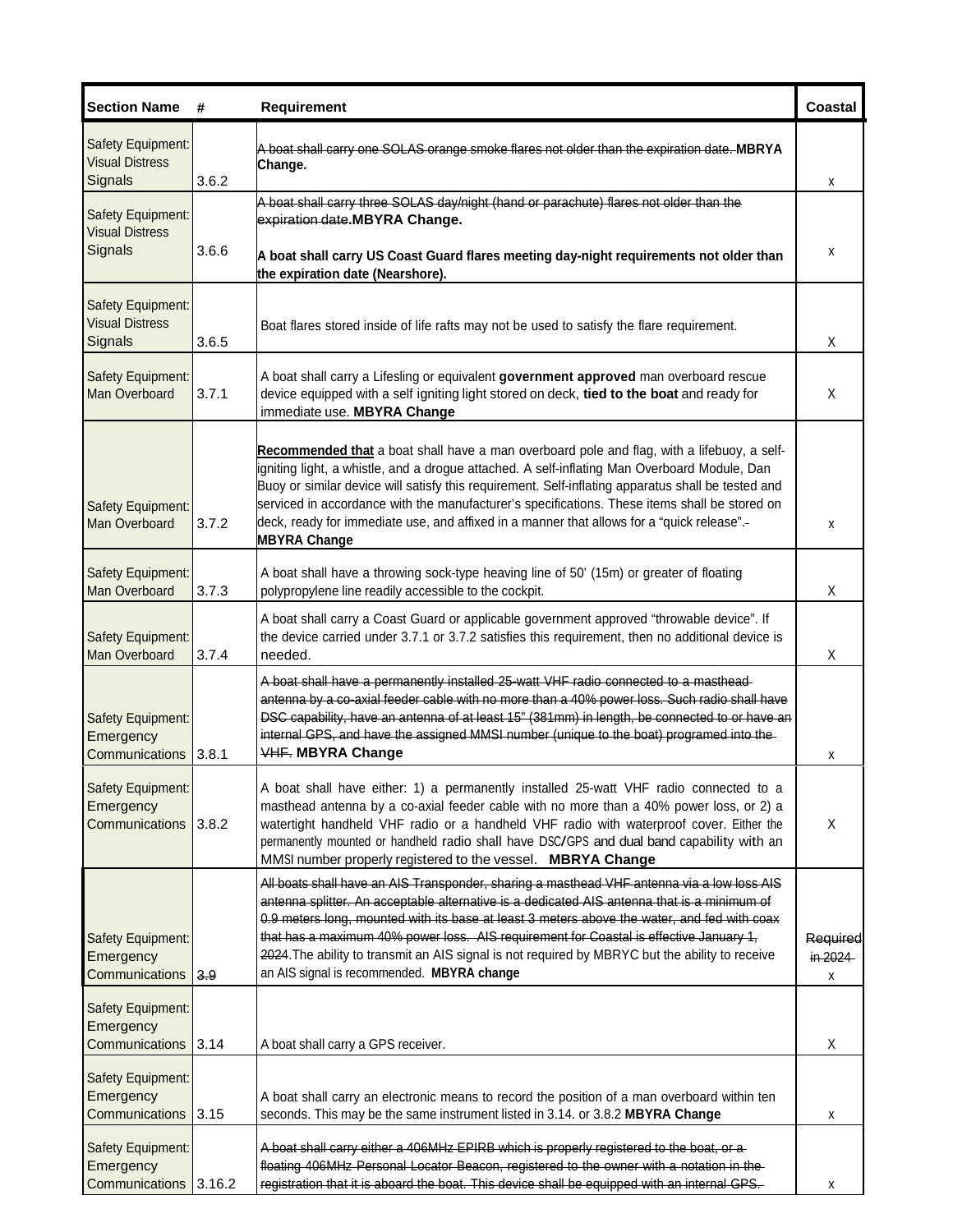| Section Name | # | Requirement | Coastal |
|---|---|---|---|
| Safety Equipment: Visual Distress Signals | 3.6.2 | ~~A boat shall carry one SOLAS orange smoke flares not older than the expiration date.~~ **MBRYA Change.** | x |
| Safety Equipment: Visual Distress Signals | 3.6.6 | ~~A boat shall carry three SOLAS day/night (hand or parachute) flares not older than the expiration date~~**.MBRYA Change.** **A boat shall carry US Coast Guard flares meeting day-night requirements not older than the expiration date (Nearshore).** | x |
| Safety Equipment: Visual Distress Signals | 3.6.5 | Boat flares stored inside of life rafts may not be used to satisfy the flare requirement. | X |
| Safety Equipment: Man Overboard | 3.7.1 | A boat shall carry a Lifesling or equivalent **government approved** man overboard rescue device equipped with a self igniting light stored on deck, **tied to the boat** and ready for immediate use. **MBYRA Change** | X |
| Safety Equipment: Man Overboard | 3.7.2 | **Recommended that** a boat shall have a man overboard pole and flag, with a lifebuoy, a self-igniting light, a whistle, and a drogue attached. A self-inflating Man Overboard Module, Dan Buoy or similar device will satisfy this requirement. Self-inflating apparatus shall be tested and serviced in accordance with the manufacturer's specifications. These items shall be stored on deck, ready for immediate use, and affixed in a manner that allows for a "quick release". **MBYRA Change** | x |
| Safety Equipment: Man Overboard | 3.7.3 | A boat shall have a throwing sock-type heaving line of 50' (15m) or greater of floating polypropylene line readily accessible to the cockpit. | X |
| Safety Equipment: Man Overboard | 3.7.4 | A boat shall carry a Coast Guard or applicable government approved "throwable device". If the device carried under 3.7.1 or 3.7.2 satisfies this requirement, then no additional device is needed. | X |
| Safety Equipment: Emergency Communications | 3.8.1 | ~~A boat shall have a permanently installed 25-watt VHF radio connected to a masthead antenna by a co-axial feeder cable with no more than a 40% power loss. Such radio shall have DSC capability, have an antenna of at least 15" (381mm) in length, be connected to or have an internal GPS, and have the assigned MMSI number (unique to the boat) programed into the VHF.~~ **MBYRA Change** | x |
| Safety Equipment: Emergency Communications | 3.8.2 | A boat shall have either: 1) a permanently installed 25-watt VHF radio connected to a masthead antenna by a co-axial feeder cable with no more than a 40% power loss, or 2) a watertight handheld VHF radio or a handheld VHF radio with waterproof cover. Either the permanently mounted or handheld radio shall have DSC/GPS and dual band capability with an MMSI number properly registered to the vessel. **MBRYA Change** | X |
| Safety Equipment: Emergency Communications | ~~3.9~~ | ~~All boats shall have an AIS Transponder, sharing a masthead VHF antenna via a low loss AIS antenna splitter. An acceptable alternative is a dedicated AIS antenna that is a minimum of 0.9 meters long, mounted with its base at least 3 meters above the water, and fed with coax that has a maximum 40% power loss. AIS requirement for Coastal is effective January 1, 2024~~.The ability to transmit an AIS signal is not required by MBRYC but the ability to receive an AIS signal is recommended. **MBYRA change** | ~~Required in 2024~~ x |
| Safety Equipment: Emergency Communications | 3.14 | A boat shall carry a GPS receiver. | X |
| Safety Equipment: Emergency Communications | 3.15 | A boat shall carry an electronic means to record the position of a man overboard within ten seconds. This may be the same instrument listed in 3.14. or 3.8.2 **MBYRA Change** | x |
| Safety Equipment: Emergency Communications | 3.16.2 | ~~A boat shall carry either a 406MHz EPIRB which is properly registered to the boat, or a floating 406MHz Personal Locator Beacon, registered to the owner with a notation in the registration that it is aboard the boat. This device shall be equipped with an internal GPS.~~ | x |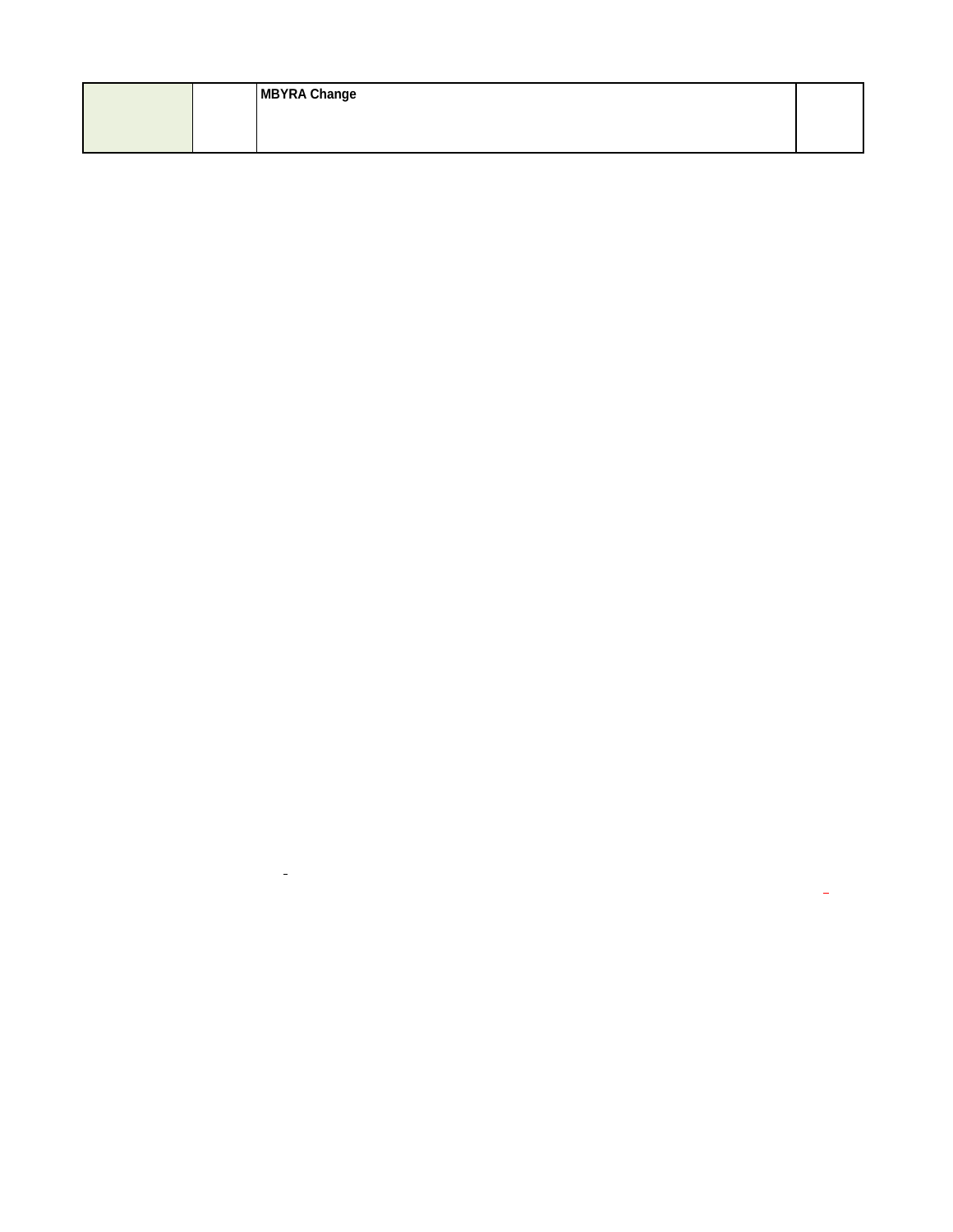| | | MBYRA Change | |
|---|---|---|---|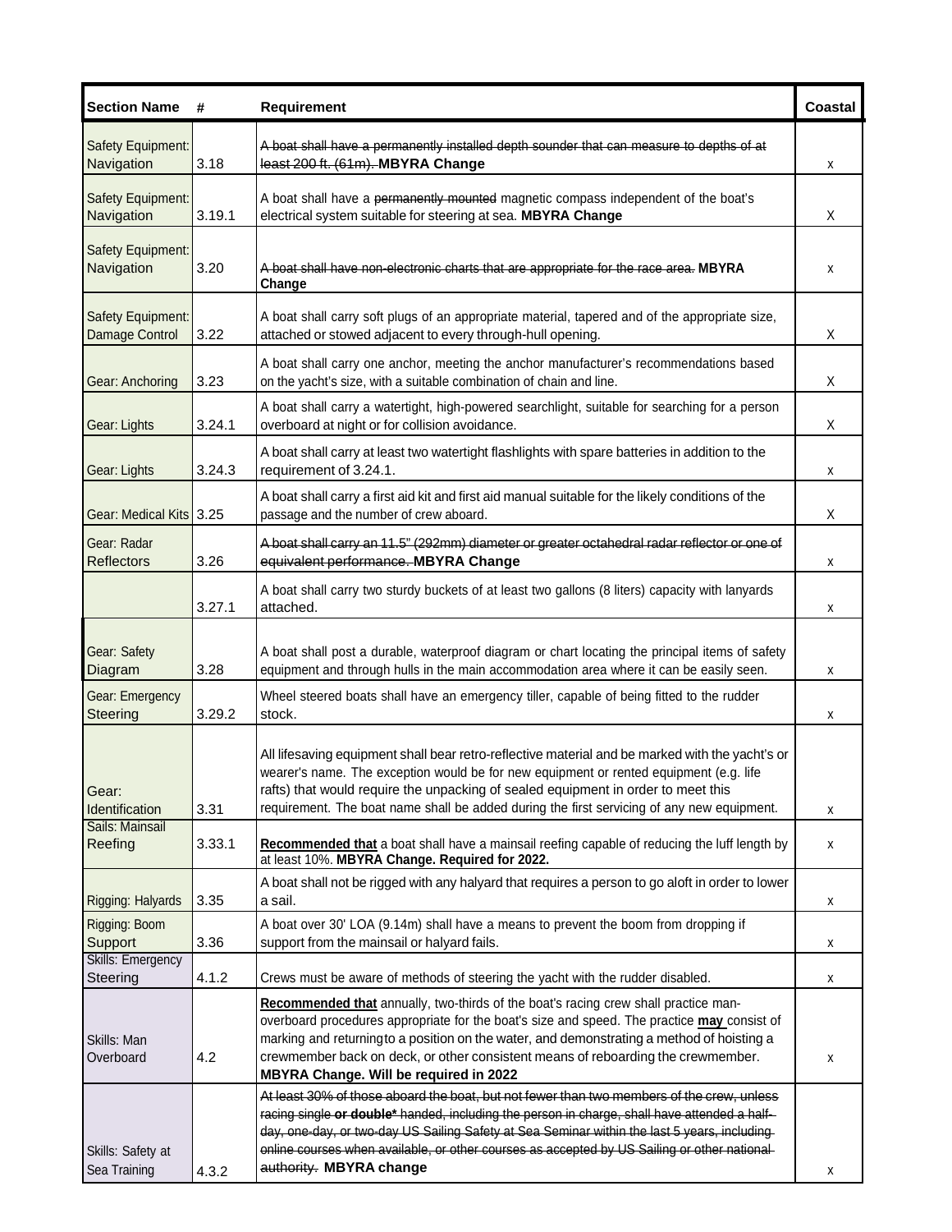| Section Name | # | Requirement | Coastal |
|---|---|---|---|
| Safety Equipment: Navigation | 3.18 | ~~A boat shall have a permanently installed depth sounder that can measure to depths of at least 200 ft. (61m).~~ **MBYRA Change** | x |
| Safety Equipment: Navigation | 3.19.1 | A boat shall have a ~~permanently mounted~~ magnetic compass independent of the boat's electrical system suitable for steering at sea. **MBYRA Change** | X |
| Safety Equipment: Navigation | 3.20 | ~~A boat shall have non-electronic charts that are appropriate for the race area.~~ **MBYRA Change** | x |
| Safety Equipment: Damage Control | 3.22 | A boat shall carry soft plugs of an appropriate material, tapered and of the appropriate size, attached or stowed adjacent to every through-hull opening. | X |
| Gear: Anchoring | 3.23 | A boat shall carry one anchor, meeting the anchor manufacturer's recommendations based on the yacht's size, with a suitable combination of chain and line. | X |
| Gear: Lights | 3.24.1 | A boat shall carry a watertight, high-powered searchlight, suitable for searching for a person overboard at night or for collision avoidance. | X |
| Gear: Lights | 3.24.3 | A boat shall carry at least two watertight flashlights with spare batteries in addition to the requirement of 3.24.1. | x |
| Gear: Medical Kits | 3.25 | A boat shall carry a first aid kit and first aid manual suitable for the likely conditions of the passage and the number of crew aboard. | X |
| Gear: Radar Reflectors | 3.26 | ~~A boat shall carry an 11.5" (292mm) diameter or greater octahedral radar reflector or one of equivalent performance.~~ **MBYRA Change** | x |
| | 3.27.1 | A boat shall carry two sturdy buckets of at least two gallons (8 liters) capacity with lanyards attached. | x |
| Gear: Safety Diagram | 3.28 | A boat shall post a durable, waterproof diagram or chart locating the principal items of safety equipment and through hulls in the main accommodation area where it can be easily seen. | x |
| Gear: Emergency Steering | 3.29.2 | Wheel steered boats shall have an emergency tiller, capable of being fitted to the rudder stock. | x |
| Gear: Identification | 3.31 | All lifesaving equipment shall bear retro-reflective material and be marked with the yacht's or wearer's name. The exception would be for new equipment or rented equipment (e.g. life rafts) that would require the unpacking of sealed equipment in order to meet this requirement. The boat name shall be added during the first servicing of any new equipment. | x |
| Sails: Mainsail Reefing | 3.33.1 | **<u>Recommended that</u>** a boat shall have a mainsail reefing capable of reducing the luff length by at least 10%. **MBYRA Change. Required for 2022.** | x |
| Rigging: Halyards | 3.35 | A boat shall not be rigged with any halyard that requires a person to go aloft in order to lower a sail. | x |
| Rigging: Boom Support | 3.36 | A boat over 30' LOA (9.14m) shall have a means to prevent the boom from dropping if support from the mainsail or halyard fails. | x |
| Skills: Emergency Steering | 4.1.2 | Crews must be aware of methods of steering the yacht with the rudder disabled. | x |
| Skills: Man Overboard | 4.2 | **<u>Recommended that</u>** annually, two-thirds of the boat's racing crew shall practice man-overboard procedures appropriate for the boat's size and speed. The practice **<u>may</u>** consist of marking and returning to a position on the water, and demonstrating a method of hoisting a crewmember back on deck, or other consistent means of reboarding the crewmember. **MBYRA Change. Will be required in 2022** | x |
| Skills: Safety at Sea Training | 4.3.2 | ~~At least 30% of those aboard the boat, but not fewer than two members of the crew, unless racing single **or double*** handed, including the person in charge, shall have attended a half-day, one-day, or two-day US Sailing Safety at Sea Seminar within the last 5 years, including online courses when available, or other courses as accepted by US Sailing or other national authority.~~ **MBYRA change** | x |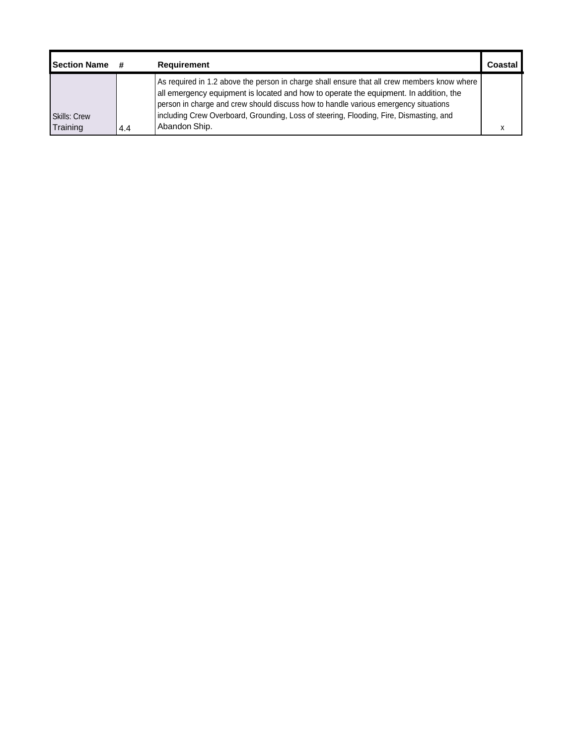| Section Name | # | Requirement | Coastal |
| --- | --- | --- | --- |
| Skills: Crew Training | 4.4 | As required in 1.2 above the person in charge shall ensure that all crew members know where all emergency equipment is located and how to operate the equipment. In addition, the person in charge and crew should discuss how to handle various emergency situations including Crew Overboard, Grounding, Loss of steering, Flooding, Fire, Dismasting, and Abandon Ship. | x |